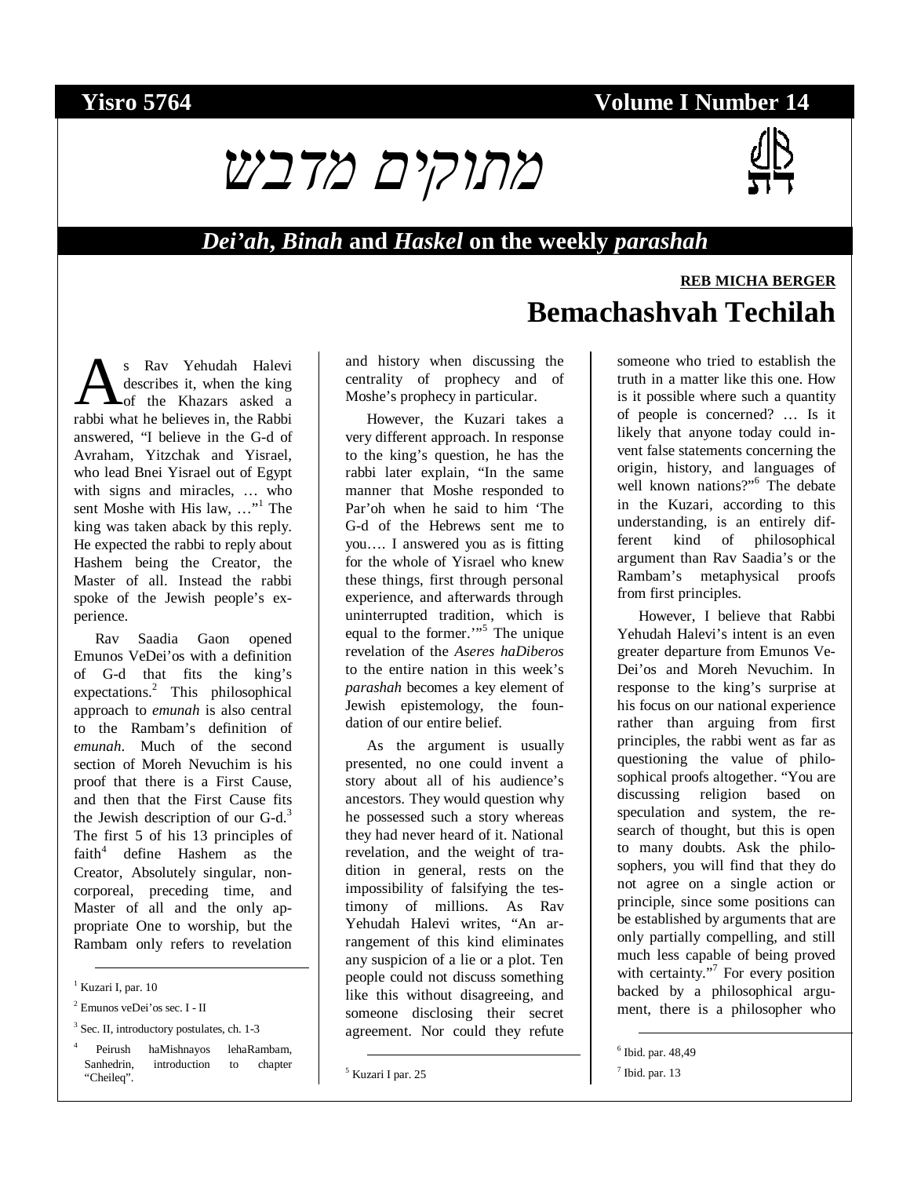**Yisro 5764** **Volume I Number 14**

# מתוקים מדבש

## *Dei'ah*, *Binah* and *Haskel* on the weekly *parashah*

**REB MICHA BERGER**

# Bemachashvah Techilah

As Rav Yehudah Halevi describes it, when the king of the Khazars asked a rabbi what he believes in, the Rabbi answered, "I believe in the G-d of Avraham, Yitzchak and Yisrael, who lead Bnei Yisrael out of Egypt with signs and miracles, … who sent Moshe with His law, …"[1] The king was taken aback by this reply. He expected the rabbi to reply about Hashem being the Creator, the Master of all. Instead the rabbi spoke of the Jewish people's experience.

Rav Saadia Gaon opened Emunos VeDei'os with a definition of G-d that fits the king's expectations.[2] This philosophical approach to *emunah* is also central to the Rambam's definition of *emunah*. Much of the second section of Moreh Nevuchim is his proof that there is a First Cause, and then that the First Cause fits the Jewish description of our G-d.[3] The first 5 of his 13 principles of faith[4] define Hashem as the Creator, Absolutely singular, non-corporeal, preceding time, and Master of all and the only appropriate One to worship, but the Rambam only refers to revelation and history when discussing the centrality of prophecy and of Moshe's prophecy in particular.

However, the Kuzari takes a very different approach. In response to the king's question, he has the rabbi later explain, "In the same manner that Moshe responded to Par'oh when he said to him 'The G-d of the Hebrews sent me to you…. I answered you as is fitting for the whole of Yisrael who knew these things, first through personal experience, and afterwards through uninterrupted tradition, which is equal to the former.'"[5] The unique revelation of the *Aseres haDiberos* to the entire nation in this week's *parashah* becomes a key element of Jewish epistemology, the foundation of our entire belief.

As the argument is usually presented, no one could invent a story about all of his audience's ancestors. They would question why he possessed such a story whereas they had never heard of it. National revelation, and the weight of tradition in general, rests on the impossibility of falsifying the testimony of millions. As Rav Yehudah Halevi writes, "An arrangement of this kind eliminates any suspicion of a lie or a plot. Ten people could not discuss something like this without disagreeing, and someone disclosing their secret agreement. Nor could they refute someone who tried to establish the truth in a matter like this one. How is it possible where such a quantity of people is concerned? … Is it likely that anyone today could invent false statements concerning the origin, history, and languages of well known nations?"[6] The debate in the Kuzari, according to this understanding, is an entirely different kind of philosophical argument than Rav Saadia's or the Rambam's metaphysical proofs from first principles.

However, I believe that Rabbi Yehudah Halevi's intent is an even greater departure from Emunos VeDei'os and Moreh Nevuchim. In response to the king's surprise at his focus on our national experience rather than arguing from first principles, the rabbi went as far as questioning the value of philosophical proofs altogether. "You are discussing religion based on speculation and system, the research of thought, but this is open to many doubts. Ask the philosophers, you will find that they do not agree on a single action or principle, since some positions can be established by arguments that are only partially compelling, and still much less capable of being proved with certainty."[7] For every position backed by a philosophical argument, there is a philosopher who

---

[1] Kuzari I, par. 10

[2] Emunos veDei'os sec. I - II

[3] Sec. II, introductory postulates, ch. 1-3

[4] Peirush haMishnayos lehaRambam, Sanhedrin, introduction to chapter "Cheileq".

[5] Kuzari I par. 25

[6] Ibid. par. 48,49

[7] Ibid. par. 13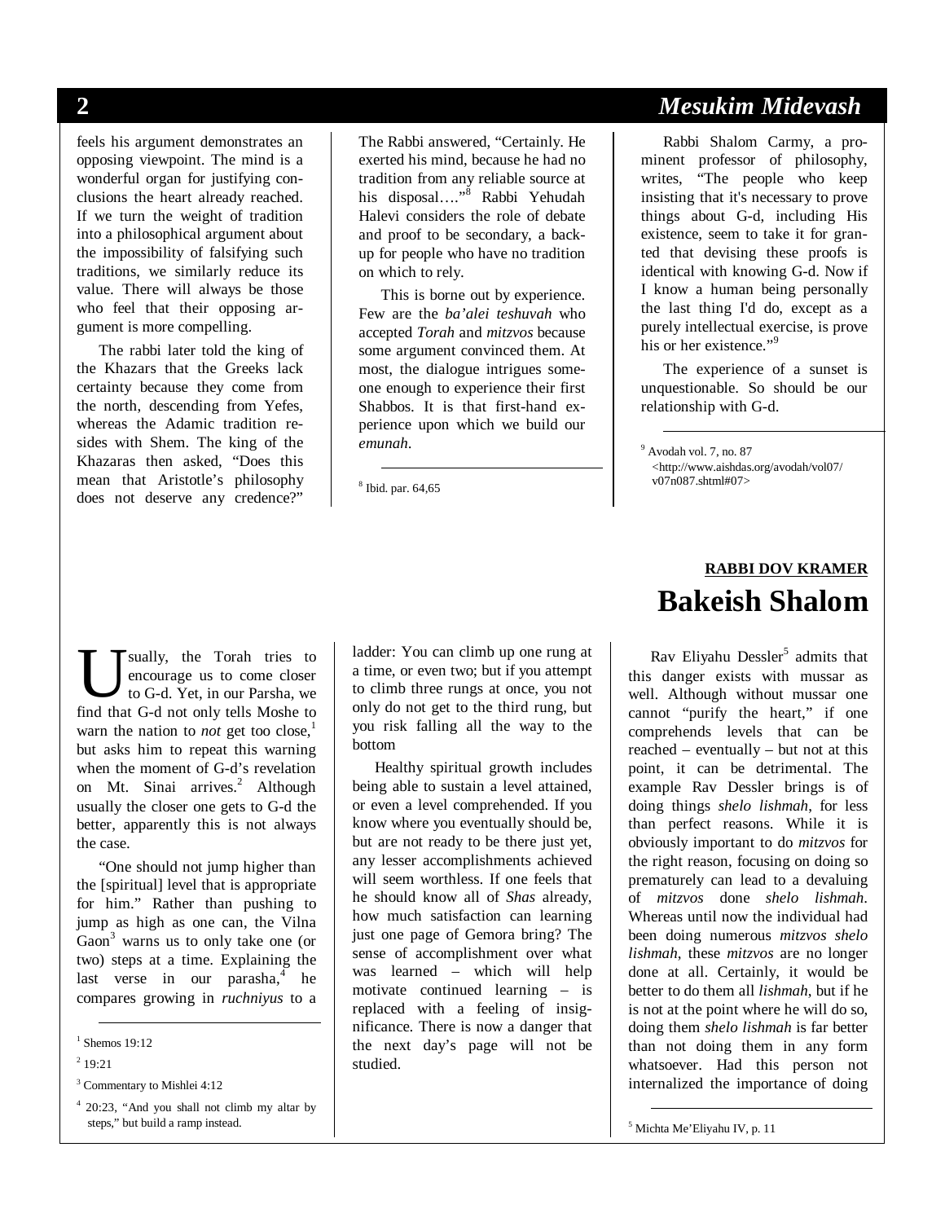feels his argument demonstrates an opposing viewpoint. The mind is a wonderful organ for justifying conclusions the heart already reached. If we turn the weight of tradition into a philosophical argument about the impossibility of falsifying such traditions, we similarly reduce its value. There will always be those who feel that their opposing argument is more compelling.

The rabbi later told the king of the Khazars that the Greeks lack certainty because they come from the north, descending from Yefes, whereas the Adamic tradition resides with Shem. The king of the Khazaras then asked, "Does this mean that Aristotle's philosophy does not deserve any credence?" The Rabbi answered, "Certainly. He exerted his mind, because he had no tradition from any reliable source at his disposal…."[8] Rabbi Yehudah Halevi considers the role of debate and proof to be secondary, a backup for people who have no tradition on which to rely.

This is borne out by experience. Few are the *ba'alei teshuvah* who accepted *Torah* and *mitzvos* because some argument convinced them. At most, the dialogue intrigues someone enough to experience their first Shabbos. It is that first-hand experience upon which we build our *emunah*.

Rabbi Shalom Carmy, a prominent professor of philosophy, writes, "The people who keep insisting that it's necessary to prove things about G-d, including His existence, seem to take it for granted that devising these proofs is identical with knowing G-d. Now if I know a human being personally the last thing I'd do, except as a purely intellectual exercise, is prove his or her existence."[9]

The experience of a sunset is unquestionable. So should be our relationship with G-d.

[8] Ibid. par. 64,65

[9] Avodah vol. 7, no. 87 <http://www.aishdas.org/avodah/vol07/v07n087.shtml#07>

**RABBI DOV KRAMER**

# Bakeish Shalom

Usually, the Torah tries to encourage us to come closer to G-d. Yet, in our Parsha, we find that G-d not only tells Moshe to warn the nation to *not* get too close,[1] but asks him to repeat this warning when the moment of G-d's revelation on Mt. Sinai arrives.[2] Although usually the closer one gets to G-d the better, apparently this is not always the case.

"One should not jump higher than the [spiritual] level that is appropriate for him." Rather than pushing to jump as high as one can, the Vilna Gaon[3] warns us to only take one (or two) steps at a time. Explaining the last verse in our parasha,[4] he compares growing in *ruchniyus* to a ladder: You can climb up one rung at a time, or even two; but if you attempt to climb three rungs at once, you not only do not get to the third rung, but you risk falling all the way to the bottom

Healthy spiritual growth includes being able to sustain a level attained, or even a level comprehended. If you know where you eventually should be, but are not ready to be there just yet, any lesser accomplishments achieved will seem worthless. If one feels that he should know all of *Shas* already, how much satisfaction can learning just one page of Gemora bring? The sense of accomplishment over what was learned – which will help motivate continued learning – is replaced with a feeling of insignificance. There is now a danger that the next day's page will not be studied.

Rav Eliyahu Dessler[5] admits that this danger exists with mussar as well. Although without mussar one cannot "purify the heart," if one comprehends levels that can be reached – eventually – but not at this point, it can be detrimental. The example Rav Dessler brings is of doing things *shelo lishmah*, for less than perfect reasons. While it is obviously important to do *mitzvos* for the right reason, focusing on doing so prematurely can lead to a devaluing of *mitzvos* done *shelo lishmah*. Whereas until now the individual had been doing numerous *mitzvos shelo lishmah*, these *mitzvos* are no longer done at all. Certainly, it would be better to do them all *lishmah*, but if he is not at the point where he will do so, doing them *shelo lishmah* is far better than not doing them in any form whatsoever. Had this person not internalized the importance of doing

[1] Shemos 19:12

[2] 19:21

[3] Commentary to Mishlei 4:12

[4] 20:23, "And you shall not climb my altar by steps," but build a ramp instead.

[5] Michta Me'Eliyahu IV, p. 11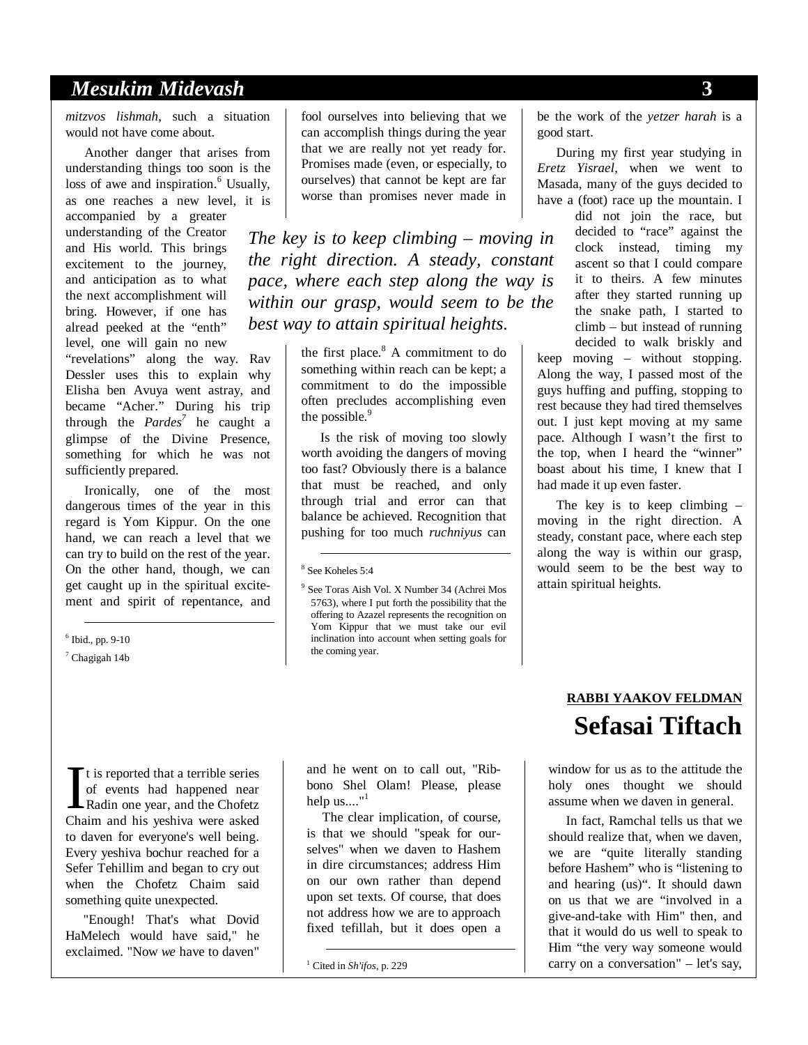*mitzvos lishmah*, such a situation would not have come about.

Another danger that arises from understanding things too soon is the loss of awe and inspiration.[6] Usually, as one reaches a new level, it is accompanied by a greater understanding of the Creator and His world. This brings excitement to the journey, and anticipation as to what the next accomplishment will bring. However, if one has alread peeked at the "enth" level, one will gain no new "revelations" along the way. Rav Dessler uses this to explain why Elisha ben Avuya went astray, and became "Acher." During his trip through the *Pardes*[7] he caught a glimpse of the Divine Presence, something for which he was not sufficiently prepared.

Ironically, one of the most dangerous times of the year in this regard is Yom Kippur. On the one hand, we can reach a level that we can try to build on the rest of the year. On the other hand, though, we can get caught up in the spiritual excitement and spirit of repentance, and fool ourselves into believing that we can accomplish things during the year that we are really not yet ready for. Promises made (even, or especially, to ourselves) that cannot be kept are far worse than promises never made in the first place.[8] A commitment to do something within reach can be kept; a commitment to do the impossible often precludes accomplishing even the possible.[9]

Is the risk of moving too slowly worth avoiding the dangers of moving too fast? Obviously there is a balance that must be reached, and only through trial and error can that balance be achieved. Recognition that pushing for too much *ruchniyus* can be the work of the *yetzer harah* is a good start.

During my first year studying in *Eretz Yisrael*, when we went to Masada, many of the guys decided to have a (foot) race up the mountain. I did not join the race, but decided to "race" against the clock instead, timing my ascent so that I could compare it to theirs. A few minutes after they started running up the snake path, I started to climb – but instead of running decided to walk briskly and keep moving – without stopping. Along the way, I passed most of the guys huffing and puffing, stopping to rest because they had tired themselves out. I just kept moving at my same pace. Although I wasn't the first to the top, when I heard the "winner" boast about his time, I knew that I had made it up even faster.

The key is to keep climbing – moving in the right direction. A steady, constant pace, where each step along the way is within our grasp, would seem to be the best way to attain spiritual heights.

[6] Ibid., pp. 9-10

[7] Chagigah 14b

[8] See Koheles 5:4

[9] See Toras Aish Vol. X Number 34 (Achrei Mos 5763), where I put forth the possibility that the offering to Azazel represents the recognition on Yom Kippur that we must take our evil inclination into account when setting goals for the coming year.

**RABBI YAAKOV FELDMAN**

## Sefasai Tiftach

It is reported that a terrible series of events had happened near Radin one year, and the Chofetz Chaim and his yeshiva were asked to daven for everyone's well being. Every yeshiva bochur reached for a Sefer Tehillim and began to cry out when the Chofetz Chaim said something quite unexpected.

"Enough! That's what Dovid HaMelech would have said," he exclaimed. "Now *we* have to daven" and he went on to call out, "Ribbono Shel Olam! Please, please help us...."[1]

The clear implication, of course, is that we should "speak for ourselves" when we daven to Hashem in dire circumstances; address Him on our own rather than depend upon set texts. Of course, that does not address how we are to approach fixed tefillah, but it does open a window for us as to the attitude the holy ones thought we should assume when we daven in general.

In fact, Ramchal tells us that we should realize that, when we daven, we are "quite literally standing before Hashem" who is "listening to and hearing (us)". It should dawn on us that we are "involved in a give-and-take with Him" then, and that it would do us well to speak to Him "the very way someone would carry on a conversation" – let's say,

[1] Cited in *Sh'ifos*, p. 229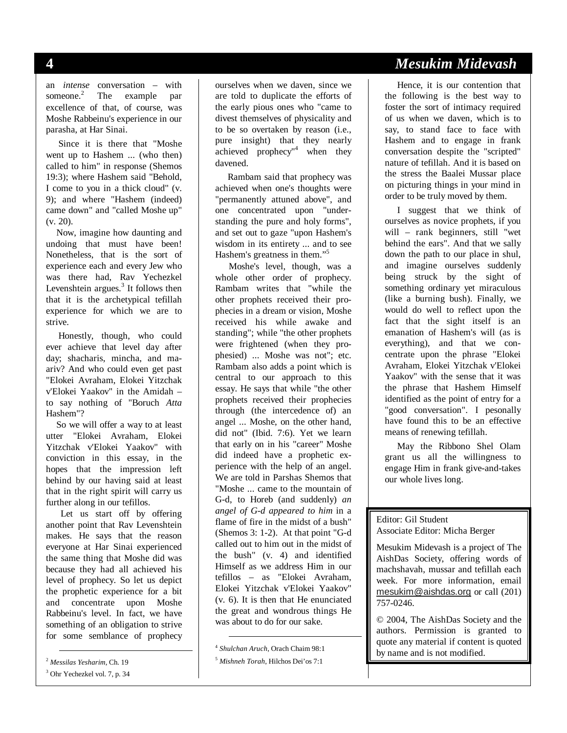an *intense* conversation – with someone.[2] The example par excellence of that, of course, was Moshe Rabbeinu's experience in our parasha, at Har Sinai.

Since it is there that "Moshe went up to Hashem ... (who then) called to him" in response (Shemos 19:3); where Hashem said "Behold, I come to you in a thick cloud" (v. 9); and where "Hashem (indeed) came down" and "called Moshe up" (v. 20).

Now, imagine how daunting and undoing that must have been! Nonetheless, that is the sort of experience each and every Jew who was there had, Rav Yechezkel Levenshtein argues.[3] It follows then that it is the archetypical tefillah experience for which we are to strive.

Honestly, though, who could ever achieve that level day after day; shacharis, mincha, and maariv? And who could even get past "Elokei Avraham, Elokei Yitzchak v'Elokei Yaakov" in the Amidah – to say nothing of "Boruch *Atta* Hashem"?

So we will offer a way to at least utter "Elokei Avraham, Elokei Yitzchak v'Elokei Yaakov" with conviction in this essay, in the hopes that the impression left behind by our having said at least that in the right spirit will carry us further along in our tefillos.

Let us start off by offering another point that Rav Levenshtein makes. He says that the reason everyone at Har Sinai experienced the same thing that Moshe did was because they had all achieved his level of prophecy. So let us depict the prophetic experience for a bit and concentrate upon Moshe Rabbeinu's level. In fact, we have something of an obligation to strive for some semblance of prophecy ourselves when we daven, since we are told to duplicate the efforts of the early pious ones who "came to divest themselves of physicality and to be so overtaken by reason (i.e., pure insight) that they nearly achieved prophecy"[4] when they davened.

Rambam said that prophecy was achieved when one's thoughts were "permanently attuned above", and one concentrated upon "understanding the pure and holy forms", and set out to gaze "upon Hashem's wisdom in its entirety ... and to see Hashem's greatness in them."[5]

Moshe's level, though, was a whole other order of prophecy. Rambam writes that "while the other prophets received their prophecies in a dream or vision, Moshe received his while awake and standing"; while "the other prophets were frightened (when they prophesied) ... Moshe was not"; etc. Rambam also adds a point which is central to our approach to this essay. He says that while "the other prophets received their prophecies through (the intercedence of) an angel ... Moshe, on the other hand, did not" (Ibid. 7:6). Yet we learn that early on in his "career" Moshe did indeed have a prophetic experience with the help of an angel. We are told in Parshas Shemos that "Moshe ... came to the mountain of G-d, to Horeb (and suddenly) *an angel of G-d appeared to him* in a flame of fire in the midst of a bush" (Shemos 3: 1-2). At that point "G-d called out to him out in the midst of the bush" (v. 4) and identified Himself as we address Him in our tefillos – as "Elokei Avraham, Elokei Yitzchak v'Elokei Yaakov" (v. 6). It is then that He enunciated the great and wondrous things He was about to do for our sake.

Hence, it is our contention that the following is the best way to foster the sort of intimacy required of us when we daven, which is to say, to stand face to face with Hashem and to engage in frank conversation despite the "scripted" nature of tefillah. And it is based on the stress the Baalei Mussar place on picturing things in your mind in order to be truly moved by them.

I suggest that we think of ourselves as novice prophets, if you will – rank beginners, still "wet behind the ears". And that we sally down the path to our place in shul, and imagine ourselves suddenly being struck by the sight of something ordinary yet miraculous (like a burning bush). Finally, we would do well to reflect upon the fact that the sight itself is an emanation of Hashem's will (as is everything), and that we concentrate upon the phrase "Elokei Avraham, Elokei Yitzchak v'Elokei Yaakov" with the sense that it was the phrase that Hashem Himself identified as the point of entry for a "good conversation". I pesonally have found this to be an effective means of renewing tefillah.

May the Ribbono Shel Olam grant us all the willingness to engage Him in frank give-and-takes our whole lives long.

---

[2] *Messilas Yesharim*, Ch. 19

[3] Ohr Yechezkel vol. 7, p. 34

[4] *Shulchan Aruch*, Orach Chaim 98:1

[5] *Mishneh Torah*, Hilchos Dei'os 7:1

---

Editor: Gil Student
Associate Editor: Micha Berger

Mesukim Midevash is a project of The AishDas Society, offering words of machshavah, mussar and tefillah each week. For more information, email mesukim@aishdas.org or call (201) 757-0246.

© 2004, The AishDas Society and the authors. Permission is granted to quote any material if content is quoted by name and is not modified.